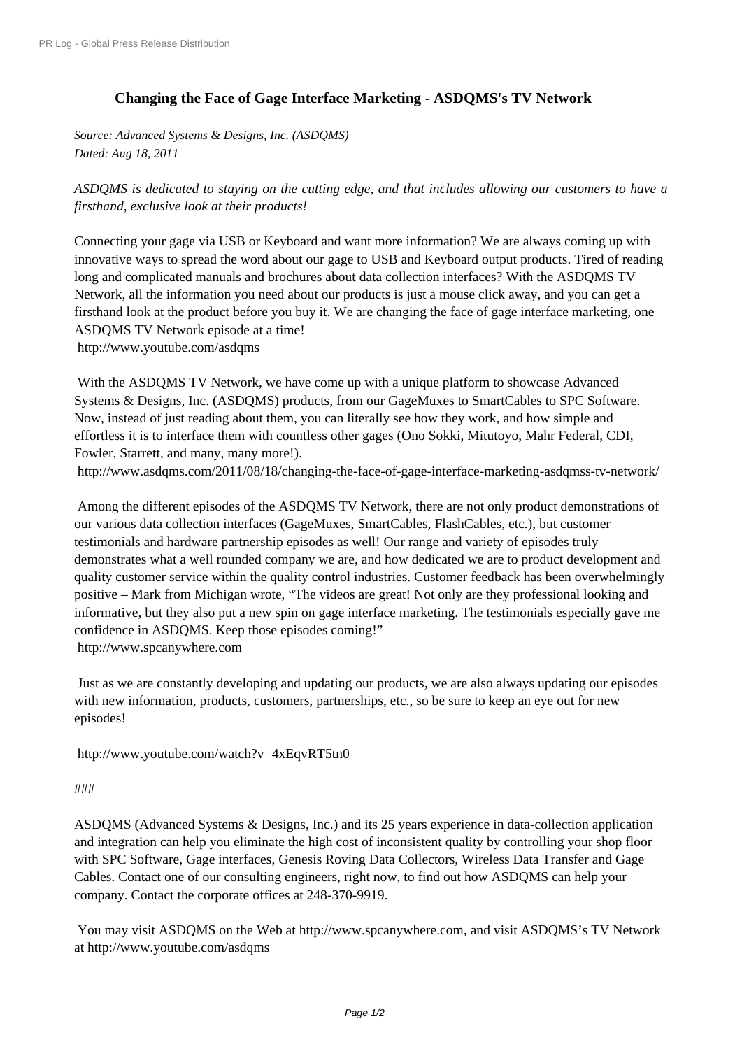# Changing the Face of Gage Interface Marketing - ASDQMS's TV Network

*Source: Advanced Systems & Designs, Inc. (ASDQMS)*
*Dated: Aug 18, 2011*

*ASDQMS is dedicated to staying on the cutting edge, and that includes allowing our customers to have a firsthand, exclusive look at their products!*

Connecting your gage via USB or Keyboard and want more information? We are always coming up with innovative ways to spread the word about our gage to USB and Keyboard output products. Tired of reading long and complicated manuals and brochures about data collection interfaces? With the ASDQMS TV Network, all the information you need about our products is just a mouse click away, and you can get a firsthand look at the product before you buy it. We are changing the face of gage interface marketing, one ASDQMS TV Network episode at a time!
http://www.youtube.com/asdqms

With the ASDQMS TV Network, we have come up with a unique platform to showcase Advanced Systems & Designs, Inc. (ASDQMS) products, from our GageMuxes to SmartCables to SPC Software. Now, instead of just reading about them, you can literally see how they work, and how simple and effortless it is to interface them with countless other gages (Ono Sokki, Mitutoyo, Mahr Federal, CDI, Fowler, Starrett, and many, many more!).
http://www.asdqms.com/2011/08/18/changing-the-face-of-gage-interface-marketing-asdqmss-tv-network/

Among the different episodes of the ASDQMS TV Network, there are not only product demonstrations of our various data collection interfaces (GageMuxes, SmartCables, FlashCables, etc.), but customer testimonials and hardware partnership episodes as well! Our range and variety of episodes truly demonstrates what a well rounded company we are, and how dedicated we are to product development and quality customer service within the quality control industries. Customer feedback has been overwhelmingly positive – Mark from Michigan wrote, "The videos are great! Not only are they professional looking and informative, but they also put a new spin on gage interface marketing. The testimonials especially gave me confidence in ASDQMS. Keep those episodes coming!"
http://www.spcanywhere.com

Just as we are constantly developing and updating our products, we are also always updating our episodes with new information, products, customers, partnerships, etc., so be sure to keep an eye out for new episodes!

http://www.youtube.com/watch?v=4xEqvRT5tn0

###

ASDQMS (Advanced Systems & Designs, Inc.) and its 25 years experience in data-collection application and integration can help you eliminate the high cost of inconsistent quality by controlling your shop floor with SPC Software, Gage interfaces, Genesis Roving Data Collectors, Wireless Data Transfer and Gage Cables. Contact one of our consulting engineers, right now, to find out how ASDQMS can help your company. Contact the corporate offices at 248-370-9919.

You may visit ASDQMS on the Web at http://www.spcanywhere.com, and visit ASDQMS's TV Network at http://www.youtube.com/asdqms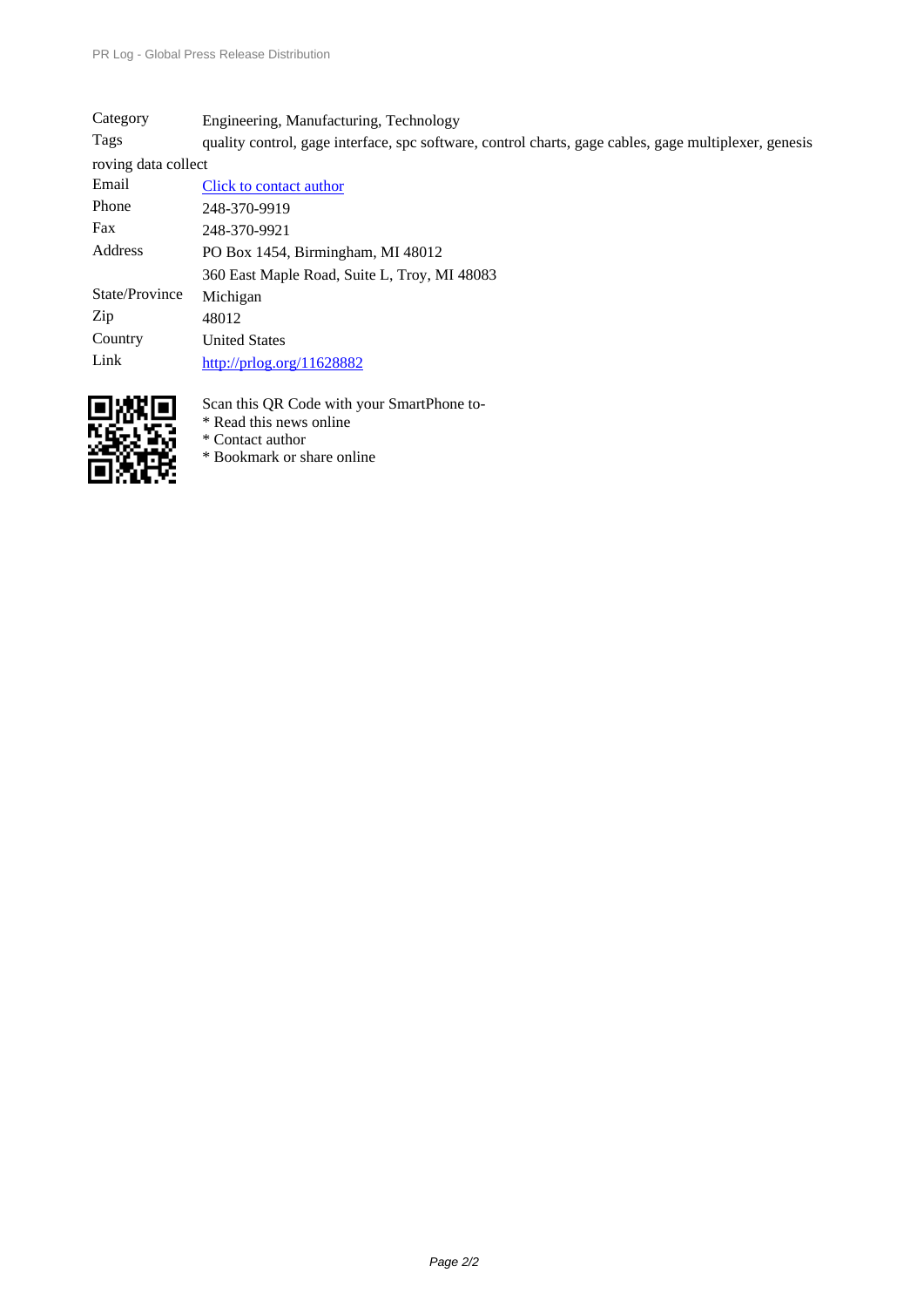| | |
|---|---|
| Category | Engineering, Manufacturing, Technology |
| Tags | quality control, gage interface, spc software, control charts, gage cables, gage multiplexer, genesis roving data collect |
| Email | Click to contact author |
| Phone | 248-370-9919 |
| Fax | 248-370-9921 |
| Address | PO Box 1454, Birmingham, MI 48012<br>360 East Maple Road, Suite L, Troy, MI 48083 |
| State/Province | Michigan |
| Zip | 48012 |
| Country | United States |
| Link | http://prlog.org/11628882 |

Scan this QR Code with your SmartPhone to-
* Read this news online
* Contact author
* Bookmark or share online